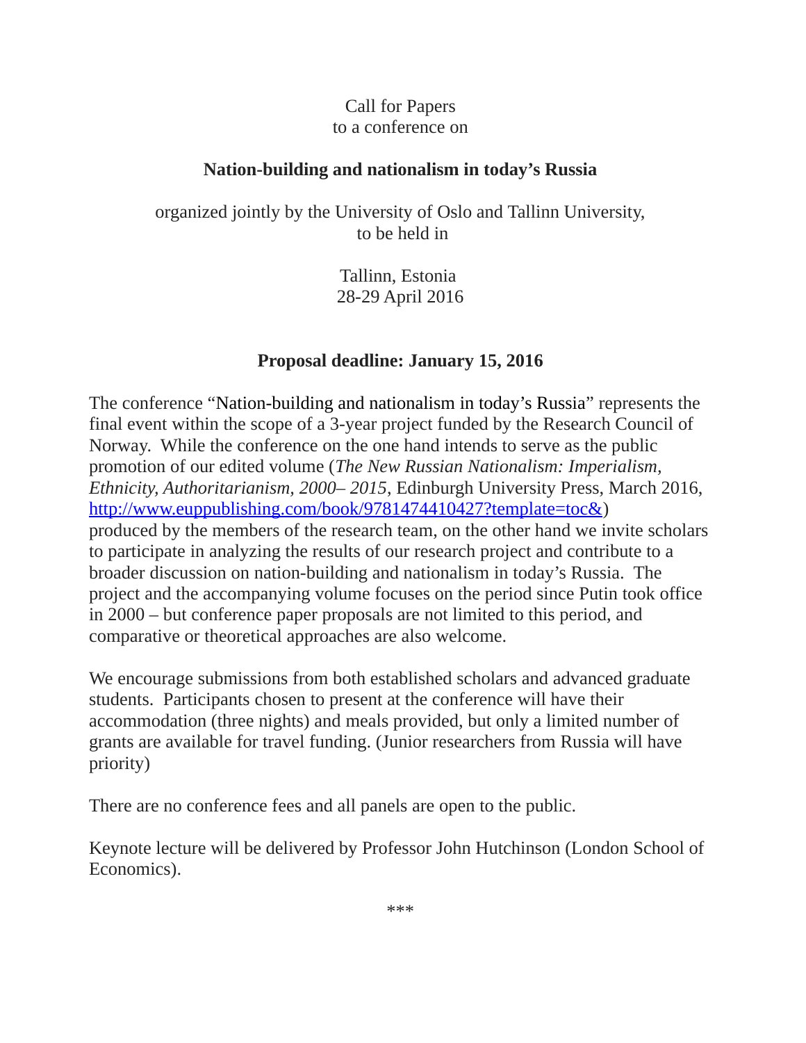Call for Papers
to a conference on

**Nation-building and nationalism in today's Russia**

organized jointly by the University of Oslo and Tallinn University,
to be held in

Tallinn, Estonia
28-29 April 2016

**Proposal deadline: January 15, 2016**

The conference "Nation-building and nationalism in today's Russia" represents the final event within the scope of a 3-year project funded by the Research Council of Norway. While the conference on the one hand intends to serve as the public promotion of our edited volume (*The New Russian Nationalism: Imperialism, Ethnicity, Authoritarianism, 2000– 2015*, Edinburgh University Press, March 2016, [http://www.euppublishing.com/book/9781474410427?template=toc&](http://www.euppublishing.com/book/9781474410427?template=toc&)) produced by the members of the research team, on the other hand we invite scholars to participate in analyzing the results of our research project and contribute to a broader discussion on nation-building and nationalism in today's Russia. The project and the accompanying volume focuses on the period since Putin took office in 2000 – but conference paper proposals are not limited to this period, and comparative or theoretical approaches are also welcome.

We encourage submissions from both established scholars and advanced graduate students. Participants chosen to present at the conference will have their accommodation (three nights) and meals provided, but only a limited number of grants are available for travel funding. (Junior researchers from Russia will have priority)

There are no conference fees and all panels are open to the public.

Keynote lecture will be delivered by Professor John Hutchinson (London School of Economics).

***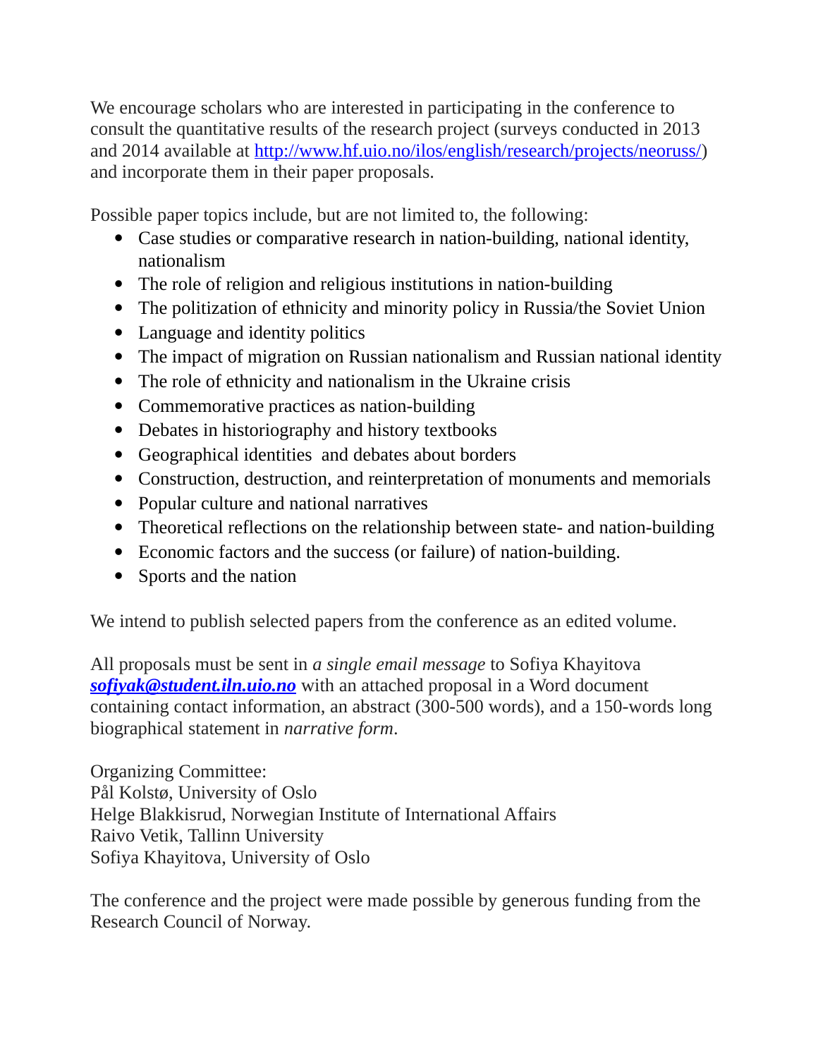We encourage scholars who are interested in participating in the conference to consult the quantitative results of the research project (surveys conducted in 2013 and 2014 available at [http://www.hf.uio.no/ilos/english/research/projects/neoruss/](http://www.hf.uio.no/ilos/english/research/projects/neoruss/)) and incorporate them in their paper proposals.

Possible paper topics include, but are not limited to, the following:

- Case studies or comparative research in nation-building, national identity, nationalism
- The role of religion and religious institutions in nation-building
- The politization of ethnicity and minority policy in Russia/the Soviet Union
- Language and identity politics
- The impact of migration on Russian nationalism and Russian national identity
- The role of ethnicity and nationalism in the Ukraine crisis
- Commemorative practices as nation-building
- Debates in historiography and history textbooks
- Geographical identities and debates about borders
- Construction, destruction, and reinterpretation of monuments and memorials
- Popular culture and national narratives
- Theoretical reflections on the relationship between state- and nation-building
- Economic factors and the success (or failure) of nation-building.
- Sports and the nation

We intend to publish selected papers from the conference as an edited volume.

All proposals must be sent in *a single email message* to Sofiya Khayitova ***[sofiyak@student.iln.uio.no](mailto:sofiyak@student.iln.uio.no)*** with an attached proposal in a Word document containing contact information, an abstract (300-500 words), and a 150-words long biographical statement in *narrative form*.

Organizing Committee:
Pål Kolstø, University of Oslo
Helge Blakkisrud, Norwegian Institute of International Affairs
Raivo Vetik, Tallinn University
Sofiya Khayitova, University of Oslo

The conference and the project were made possible by generous funding from the Research Council of Norway.